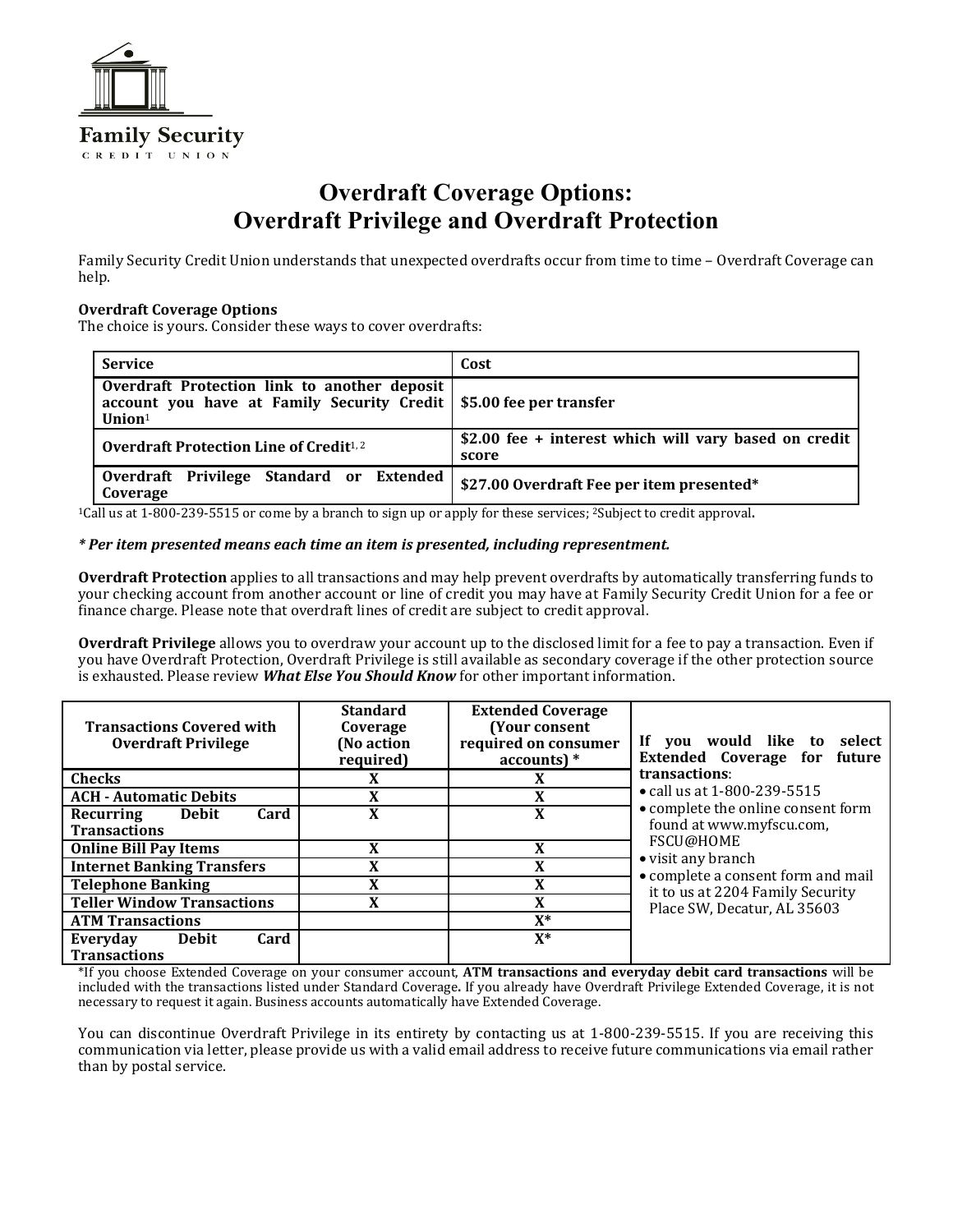Family Security
CREDIT UNION

# Overdraft Coverage Options:
# Overdraft Privilege and Overdraft Protection

Family Security Credit Union understands that unexpected overdrafts occur from time to time – Overdraft Coverage can help.

**Overdraft Coverage Options**
The choice is yours. Consider these ways to cover overdrafts:

| **Service** | **Cost** |
|---|---|
| **Overdraft Protection link to another deposit account you have at Family Security Credit Union**[1] | **$5.00 fee per transfer** |
| **Overdraft Protection Line of Credit**[1, 2] | **$2.00 fee + interest which will vary based on credit score** |
| **Overdraft Privilege Standard or Extended Coverage** | **$27.00 Overdraft Fee per item presented*** |

[1]Call us at 1-800-239-5515 or come by a branch to sign up or apply for these services; [2]Subject to credit approval**.**

***\* Per item presented means each time an item is presented, including representment.***

**Overdraft Protection** applies to all transactions and may help prevent overdrafts by automatically transferring funds to your checking account from another account or line of credit you may have at Family Security Credit Union for a fee or finance charge. Please note that overdraft lines of credit are subject to credit approval.

**Overdraft Privilege** allows you to overdraw your account up to the disclosed limit for a fee to pay a transaction. Even if you have Overdraft Protection, Overdraft Privilege is still available as secondary coverage if the other protection source is exhausted. Please review ***What Else You Should Know*** for other important information.

| **Transactions Covered with Overdraft Privilege** | **Standard Coverage (No action required)** | **Extended Coverage (Your consent required on consumer accounts) *** |
|---|---|---|
| **Checks** | **X** | **X** |
| **ACH - Automatic Debits** | **X** | **X** |
| **Recurring Debit Card Transactions** | **X** | **X** |
| **Online Bill Pay Items** | **X** | **X** |
| **Internet Banking Transfers** | **X** | **X** |
| **Telephone Banking** | **X** | **X** |
| **Teller Window Transactions** | **X** | **X** |
| **ATM Transactions** | | **X*** |
| **Everyday Debit Card Transactions** | | **X*** |

**If you would like to select Extended Coverage for future transactions**:

- call us at 1-800-239-5515
- complete the online consent form found at www.myfscu.com, FSCU@HOME
- visit any branch
- complete a consent form and mail it to us at 2204 Family Security Place SW, Decatur, AL 35603

*If you choose Extended Coverage on your consumer account, **ATM transactions and everyday debit card transactions** will be included with the transactions listed under Standard Coverage**.** If you already have Overdraft Privilege Extended Coverage, it is not necessary to request it again. Business accounts automatically have Extended Coverage.

You can discontinue Overdraft Privilege in its entirety by contacting us at 1-800-239-5515. If you are receiving this communication via letter, please provide us with a valid email address to receive future communications via email rather than by postal service.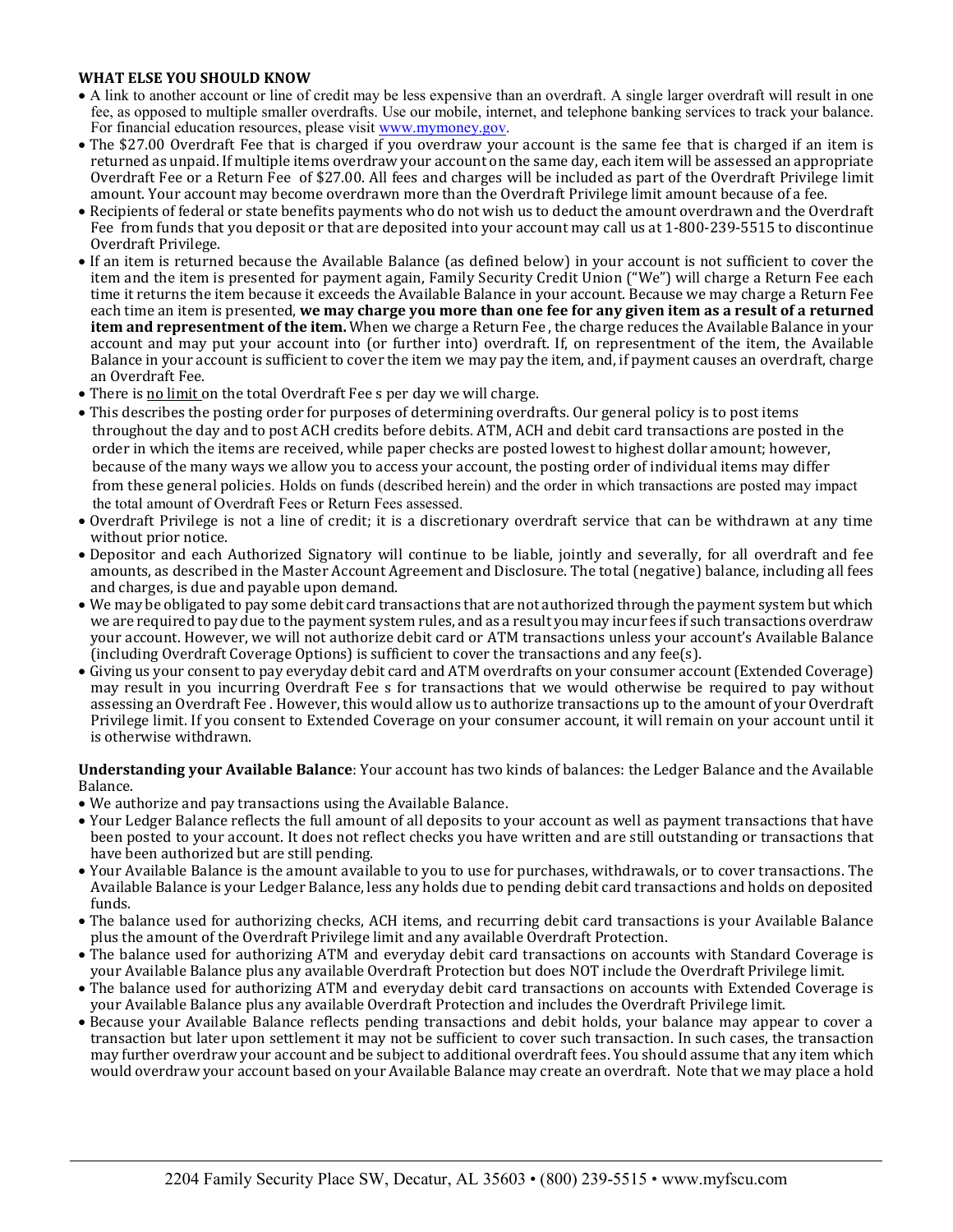**WHAT ELSE YOU SHOULD KNOW**

- A link to another account or line of credit may be less expensive than an overdraft. A single larger overdraft will result in one fee, as opposed to multiple smaller overdrafts. Use our mobile, internet, and telephone banking services to track your balance. For financial education resources, please visit www.mymoney.gov.
- The $27.00 Overdraft Fee that is charged if you overdraw your account is the same fee that is charged if an item is returned as unpaid. If multiple items overdraw your account on the same day, each item will be assessed an appropriate Overdraft Fee or a Return Fee of $27.00. All fees and charges will be included as part of the Overdraft Privilege limit amount. Your account may become overdrawn more than the Overdraft Privilege limit amount because of a fee.
- Recipients of federal or state benefits payments who do not wish us to deduct the amount overdrawn and the Overdraft Fee from funds that you deposit or that are deposited into your account may call us at 1-800-239-5515 to discontinue Overdraft Privilege.
- If an item is returned because the Available Balance (as defined below) in your account is not sufficient to cover the item and the item is presented for payment again, Family Security Credit Union ("We") will charge a Return Fee each time it returns the item because it exceeds the Available Balance in your account. Because we may charge a Return Fee each time an item is presented, **we may charge you more than one fee for any given item as a result of a returned item and representment of the item.** When we charge a Return Fee , the charge reduces the Available Balance in your account and may put your account into (or further into) overdraft. If, on representment of the item, the Available Balance in your account is sufficient to cover the item we may pay the item, and, if payment causes an overdraft, charge an Overdraft Fee.
- There is no limit on the total Overdraft Fee s per day we will charge.
- This describes the posting order for purposes of determining overdrafts. Our general policy is to post items throughout the day and to post ACH credits before debits. ATM, ACH and debit card transactions are posted in the order in which the items are received, while paper checks are posted lowest to highest dollar amount; however, because of the many ways we allow you to access your account, the posting order of individual items may differ from these general policies. Holds on funds (described herein) and the order in which transactions are posted may impact the total amount of Overdraft Fees or Return Fees assessed.
- Overdraft Privilege is not a line of credit; it is a discretionary overdraft service that can be withdrawn at any time without prior notice.
- Depositor and each Authorized Signatory will continue to be liable, jointly and severally, for all overdraft and fee amounts, as described in the Master Account Agreement and Disclosure. The total (negative) balance, including all fees and charges, is due and payable upon demand.
- We may be obligated to pay some debit card transactions that are not authorized through the payment system but which we are required to pay due to the payment system rules, and as a result you may incur fees if such transactions overdraw your account. However, we will not authorize debit card or ATM transactions unless your account's Available Balance (including Overdraft Coverage Options) is sufficient to cover the transactions and any fee(s).
- Giving us your consent to pay everyday debit card and ATM overdrafts on your consumer account (Extended Coverage) may result in you incurring Overdraft Fee s for transactions that we would otherwise be required to pay without assessing an Overdraft Fee . However, this would allow us to authorize transactions up to the amount of your Overdraft Privilege limit. If you consent to Extended Coverage on your consumer account, it will remain on your account until it is otherwise withdrawn.

**Understanding your Available Balance**: Your account has two kinds of balances: the Ledger Balance and the Available Balance.

- We authorize and pay transactions using the Available Balance.
- Your Ledger Balance reflects the full amount of all deposits to your account as well as payment transactions that have been posted to your account. It does not reflect checks you have written and are still outstanding or transactions that have been authorized but are still pending.
- Your Available Balance is the amount available to you to use for purchases, withdrawals, or to cover transactions. The Available Balance is your Ledger Balance, less any holds due to pending debit card transactions and holds on deposited funds.
- The balance used for authorizing checks, ACH items, and recurring debit card transactions is your Available Balance plus the amount of the Overdraft Privilege limit and any available Overdraft Protection.
- The balance used for authorizing ATM and everyday debit card transactions on accounts with Standard Coverage is your Available Balance plus any available Overdraft Protection but does NOT include the Overdraft Privilege limit.
- The balance used for authorizing ATM and everyday debit card transactions on accounts with Extended Coverage is your Available Balance plus any available Overdraft Protection and includes the Overdraft Privilege limit.
- Because your Available Balance reflects pending transactions and debit holds, your balance may appear to cover a transaction but later upon settlement it may not be sufficient to cover such transaction. In such cases, the transaction may further overdraw your account and be subject to additional overdraft fees. You should assume that any item which would overdraw your account based on your Available Balance may create an overdraft. Note that we may place a hold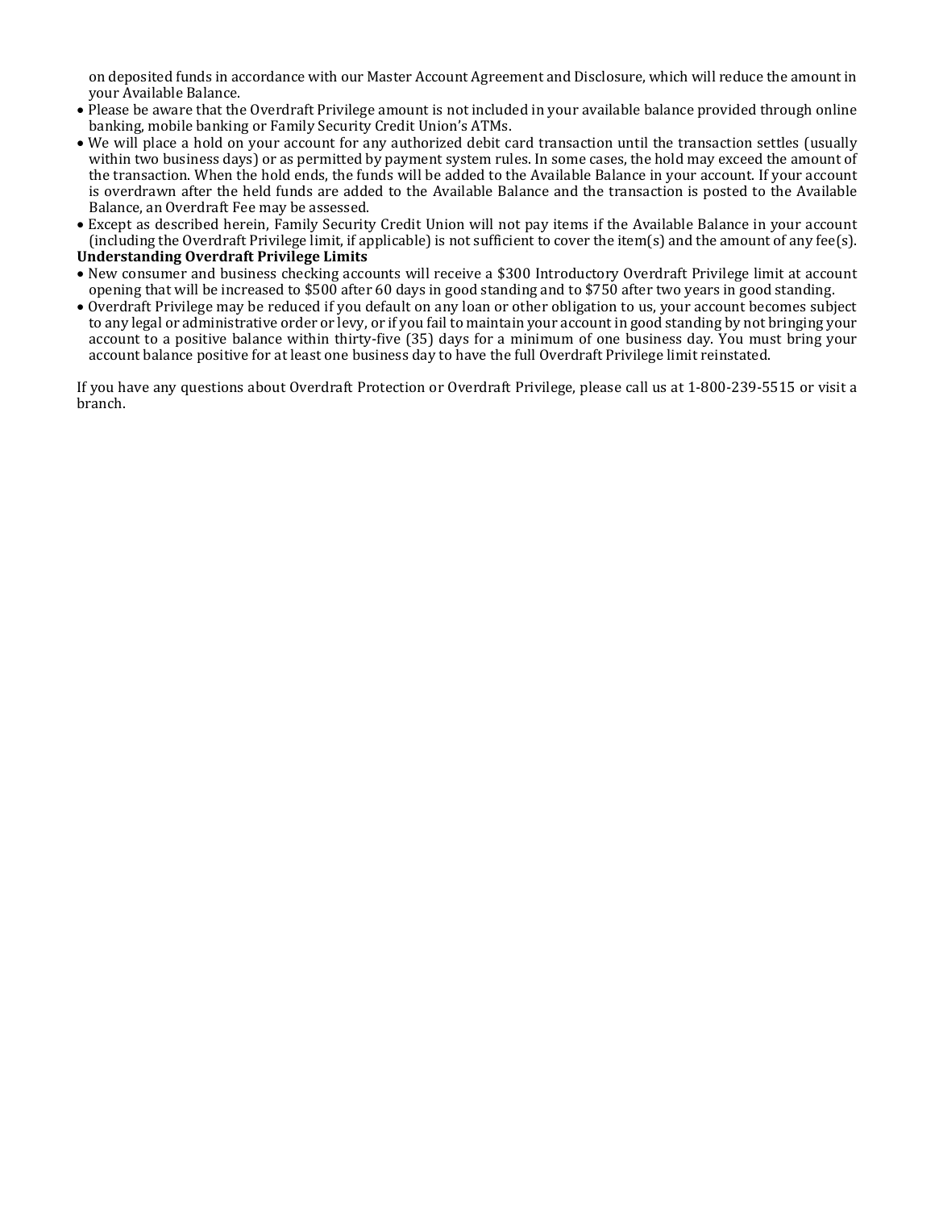on deposited funds in accordance with our Master Account Agreement and Disclosure, which will reduce the amount in your Available Balance.

- Please be aware that the Overdraft Privilege amount is not included in your available balance provided through online banking, mobile banking or Family Security Credit Union's ATMs.
- We will place a hold on your account for any authorized debit card transaction until the transaction settles (usually within two business days) or as permitted by payment system rules. In some cases, the hold may exceed the amount of the transaction. When the hold ends, the funds will be added to the Available Balance in your account. If your account is overdrawn after the held funds are added to the Available Balance and the transaction is posted to the Available Balance, an Overdraft Fee may be assessed.
- Except as described herein, Family Security Credit Union will not pay items if the Available Balance in your account (including the Overdraft Privilege limit, if applicable) is not sufficient to cover the item(s) and the amount of any fee(s).

**Understanding Overdraft Privilege Limits**

- New consumer and business checking accounts will receive a $300 Introductory Overdraft Privilege limit at account opening that will be increased to $500 after 60 days in good standing and to $750 after two years in good standing.
- Overdraft Privilege may be reduced if you default on any loan or other obligation to us, your account becomes subject to any legal or administrative order or levy, or if you fail to maintain your account in good standing by not bringing your account to a positive balance within thirty-five (35) days for a minimum of one business day. You must bring your account balance positive for at least one business day to have the full Overdraft Privilege limit reinstated.

If you have any questions about Overdraft Protection or Overdraft Privilege, please call us at 1-800-239-5515 or visit a branch.